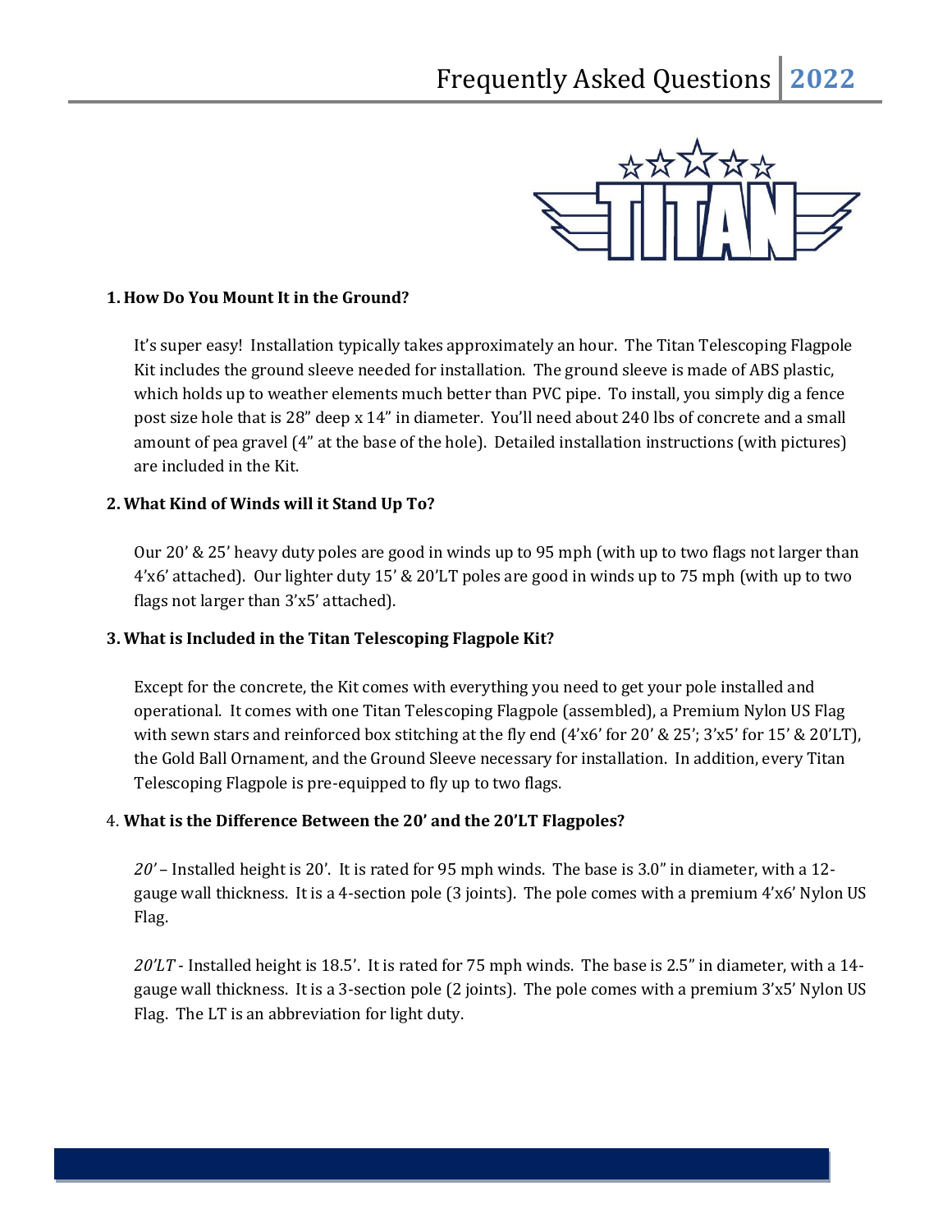# Frequently Asked Questions 2022

TITAN

### 1. How Do You Mount It in the Ground?

It's super easy! Installation typically takes approximately an hour. The Titan Telescoping Flagpole Kit includes the ground sleeve needed for installation. The ground sleeve is made of ABS plastic, which holds up to weather elements much better than PVC pipe. To install, you simply dig a fence post size hole that is 28" deep x 14" in diameter. You'll need about 240 lbs of concrete and a small amount of pea gravel (4" at the base of the hole). Detailed installation instructions (with pictures) are included in the Kit.

### 2. What Kind of Winds will it Stand Up To?

Our 20' & 25' heavy duty poles are good in winds up to 95 mph (with up to two flags not larger than 4'x6' attached). Our lighter duty 15' & 20'LT poles are good in winds up to 75 mph (with up to two flags not larger than 3'x5' attached).

### 3. What is Included in the Titan Telescoping Flagpole Kit?

Except for the concrete, the Kit comes with everything you need to get your pole installed and operational. It comes with one Titan Telescoping Flagpole (assembled), a Premium Nylon US Flag with sewn stars and reinforced box stitching at the fly end (4'x6' for 20' & 25'; 3'x5' for 15' & 20'LT), the Gold Ball Ornament, and the Ground Sleeve necessary for installation. In addition, every Titan Telescoping Flagpole is pre-equipped to fly up to two flags.

### 4. What is the Difference Between the 20' and the 20'LT Flagpoles?

*20'* – Installed height is 20'. It is rated for 95 mph winds. The base is 3.0" in diameter, with a 12-gauge wall thickness. It is a 4-section pole (3 joints). The pole comes with a premium 4'x6' Nylon US Flag.

*20'LT* - Installed height is 18.5'. It is rated for 75 mph winds. The base is 2.5" in diameter, with a 14-gauge wall thickness. It is a 3-section pole (2 joints). The pole comes with a premium 3'x5' Nylon US Flag. The LT is an abbreviation for light duty.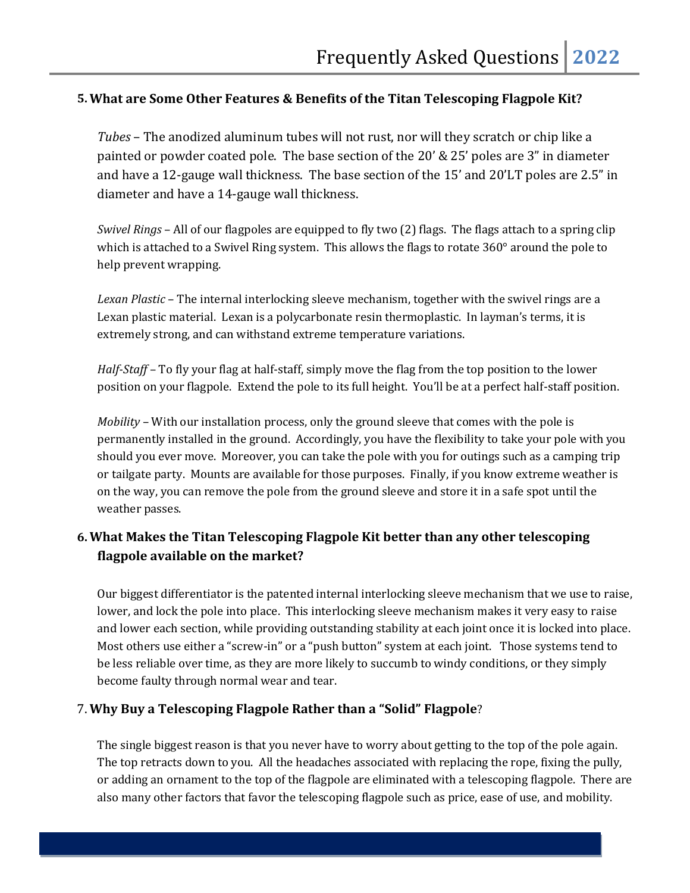## 5. What are Some Other Features & Benefits of the Titan Telescoping Flagpole Kit?

*Tubes* – The anodized aluminum tubes will not rust, nor will they scratch or chip like a painted or powder coated pole. The base section of the 20' & 25' poles are 3" in diameter and have a 12-gauge wall thickness. The base section of the 15' and 20'LT poles are 2.5" in diameter and have a 14-gauge wall thickness.

*Swivel Rings* – All of our flagpoles are equipped to fly two (2) flags. The flags attach to a spring clip which is attached to a Swivel Ring system. This allows the flags to rotate 360° around the pole to help prevent wrapping.

*Lexan Plastic* – The internal interlocking sleeve mechanism, together with the swivel rings are a Lexan plastic material. Lexan is a polycarbonate resin thermoplastic. In layman's terms, it is extremely strong, and can withstand extreme temperature variations.

*Half-Staff* – To fly your flag at half-staff, simply move the flag from the top position to the lower position on your flagpole. Extend the pole to its full height. You'll be at a perfect half-staff position.

*Mobility* – With our installation process, only the ground sleeve that comes with the pole is permanently installed in the ground. Accordingly, you have the flexibility to take your pole with you should you ever move. Moreover, you can take the pole with you for outings such as a camping trip or tailgate party. Mounts are available for those purposes. Finally, if you know extreme weather is on the way, you can remove the pole from the ground sleeve and store it in a safe spot until the weather passes.

## 6. What Makes the Titan Telescoping Flagpole Kit better than any other telescoping flagpole available on the market?

Our biggest differentiator is the patented internal interlocking sleeve mechanism that we use to raise, lower, and lock the pole into place. This interlocking sleeve mechanism makes it very easy to raise and lower each section, while providing outstanding stability at each joint once it is locked into place. Most others use either a "screw-in" or a "push button" system at each joint. Those systems tend to be less reliable over time, as they are more likely to succumb to windy conditions, or they simply become faulty through normal wear and tear.

## 7. Why Buy a Telescoping Flagpole Rather than a "Solid" Flagpole?

The single biggest reason is that you never have to worry about getting to the top of the pole again. The top retracts down to you. All the headaches associated with replacing the rope, fixing the pully, or adding an ornament to the top of the flagpole are eliminated with a telescoping flagpole. There are also many other factors that favor the telescoping flagpole such as price, ease of use, and mobility.